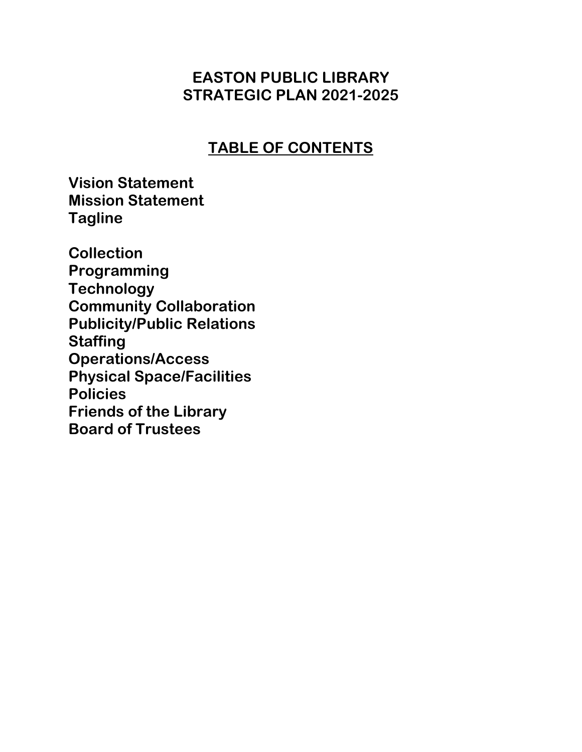# EASTON PUBLIC LIBRARY
# STRATEGIC PLAN 2021-2025

## TABLE OF CONTENTS

**Vision Statement**
**Mission Statement**
**Tagline**

**Collection**
**Programming**
**Technology**
**Community Collaboration**
**Publicity/Public Relations**
**Staffing**
**Operations/Access**
**Physical Space/Facilities**
**Policies**
**Friends of the Library**
**Board of Trustees**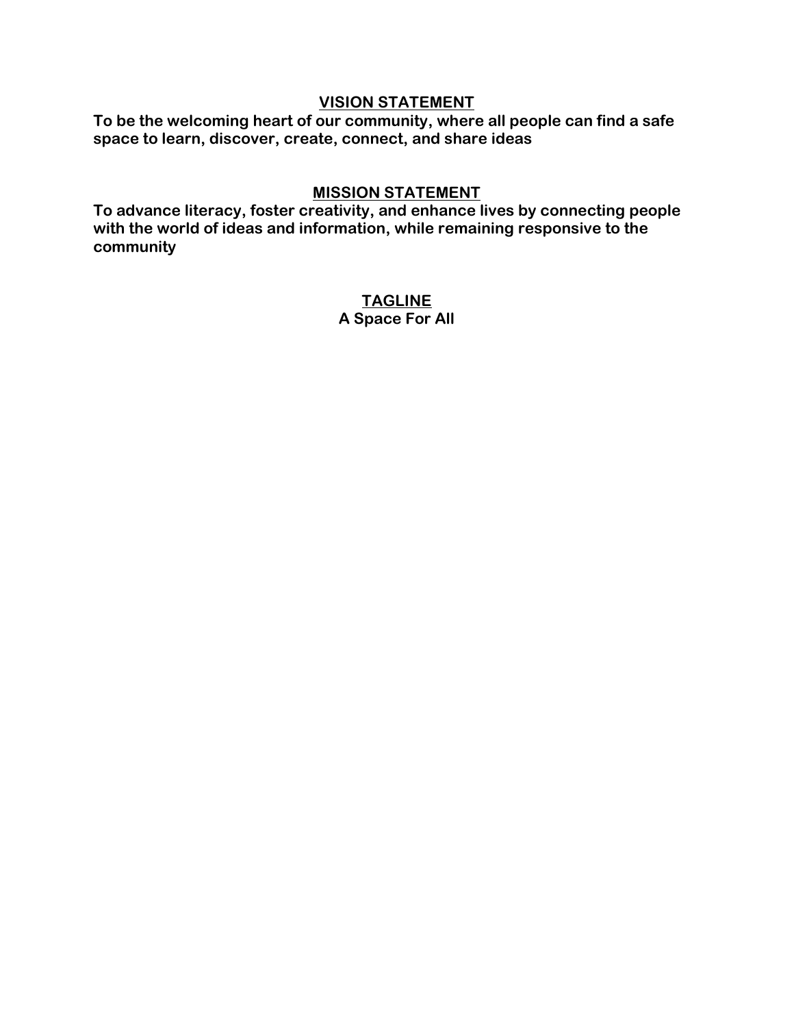## VISION STATEMENT

**To be the welcoming heart of our community, where all people can find a safe space to learn, discover, create, connect, and share ideas**

## MISSION STATEMENT

**To advance literacy, foster creativity, and enhance lives by connecting people with the world of ideas and information, while remaining responsive to the community**

## TAGLINE

**A Space For All**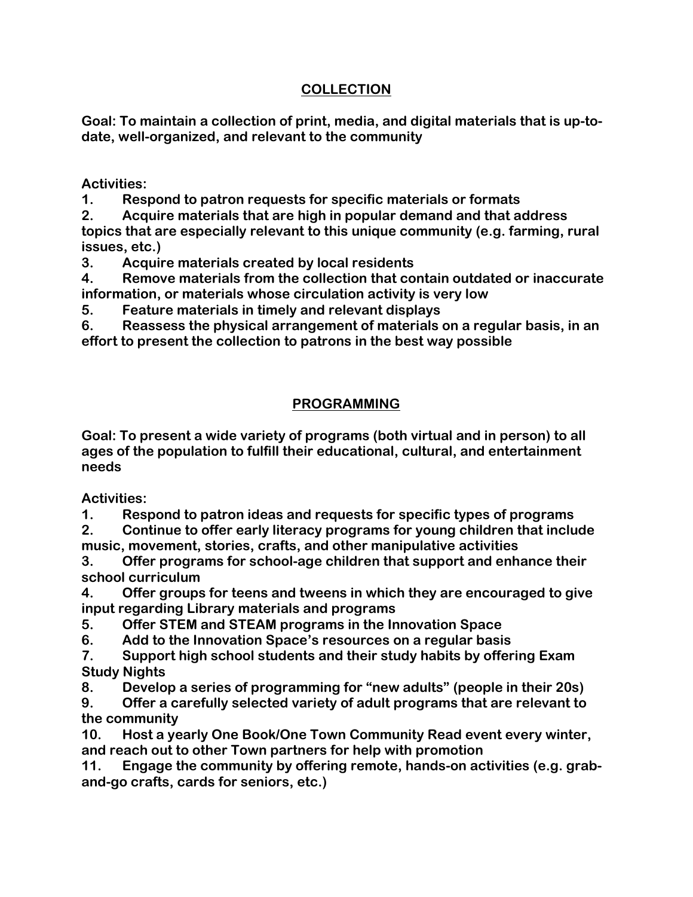## COLLECTION

**Goal: To maintain a collection of print, media, and digital materials that is up-to-date, well-organized, and relevant to the community**

**Activities:**

1. Respond to patron requests for specific materials or formats
2. Acquire materials that are high in popular demand and that address topics that are especially relevant to this unique community (e.g. farming, rural issues, etc.)
3. Acquire materials created by local residents
4. Remove materials from the collection that contain outdated or inaccurate information, or materials whose circulation activity is very low
5. Feature materials in timely and relevant displays
6. Reassess the physical arrangement of materials on a regular basis, in an effort to present the collection to patrons in the best way possible

## PROGRAMMING

**Goal: To present a wide variety of programs (both virtual and in person) to all ages of the population to fulfill their educational, cultural, and entertainment needs**

**Activities:**

1. Respond to patron ideas and requests for specific types of programs
2. Continue to offer early literacy programs for young children that include music, movement, stories, crafts, and other manipulative activities
3. Offer programs for school-age children that support and enhance their school curriculum
4. Offer groups for teens and tweens in which they are encouraged to give input regarding Library materials and programs
5. Offer STEM and STEAM programs in the Innovation Space
6. Add to the Innovation Space's resources on a regular basis
7. Support high school students and their study habits by offering Exam Study Nights
8. Develop a series of programming for "new adults" (people in their 20s)
9. Offer a carefully selected variety of adult programs that are relevant to the community
10. Host a yearly One Book/One Town Community Read event every winter, and reach out to other Town partners for help with promotion
11. Engage the community by offering remote, hands-on activities (e.g. grab-and-go crafts, cards for seniors, etc.)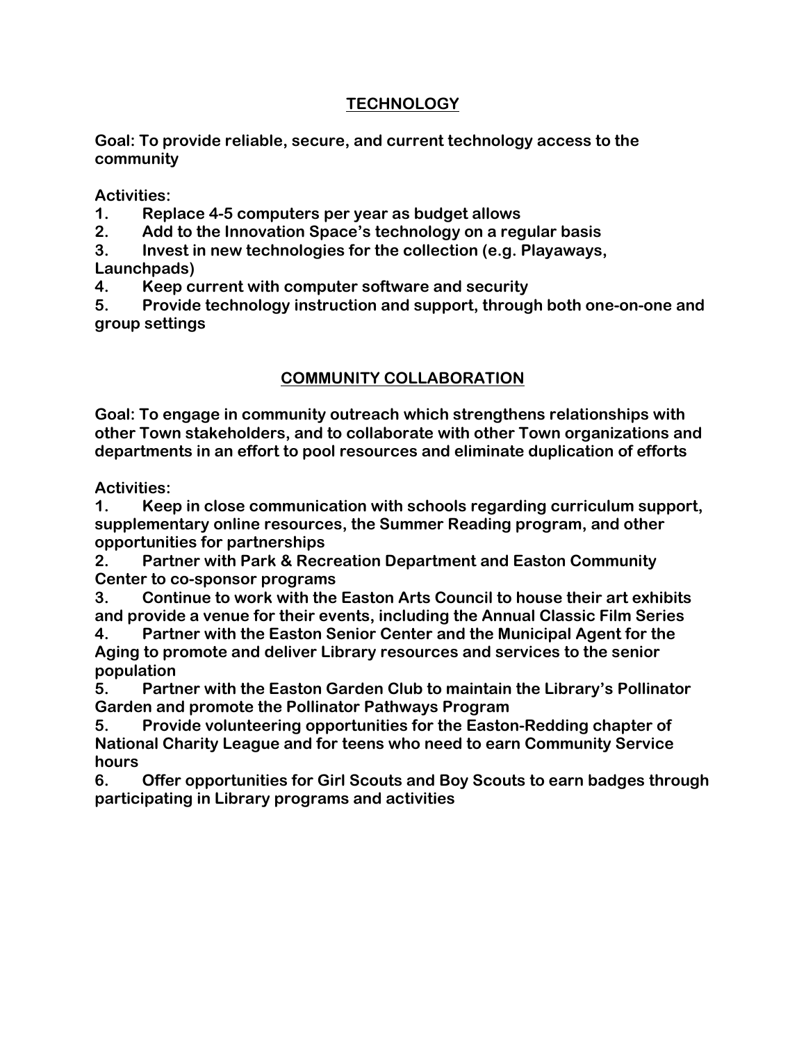## TECHNOLOGY

**Goal: To provide reliable, secure, and current technology access to the community**

**Activities:**

1. **Replace 4-5 computers per year as budget allows**
2. **Add to the Innovation Space's technology on a regular basis**
3. **Invest in new technologies for the collection (e.g. Playaways, Launchpads)**
4. **Keep current with computer software and security**
5. **Provide technology instruction and support, through both one-on-one and group settings**

## COMMUNITY COLLABORATION

**Goal: To engage in community outreach which strengthens relationships with other Town stakeholders, and to collaborate with other Town organizations and departments in an effort to pool resources and eliminate duplication of efforts**

**Activities:**

1. **Keep in close communication with schools regarding curriculum support, supplementary online resources, the Summer Reading program, and other opportunities for partnerships**
2. **Partner with Park & Recreation Department and Easton Community Center to co-sponsor programs**
3. **Continue to work with the Easton Arts Council to house their art exhibits and provide a venue for their events, including the Annual Classic Film Series**
4. **Partner with the Easton Senior Center and the Municipal Agent for the Aging to promote and deliver Library resources and services to the senior population**
5. **Partner with the Easton Garden Club to maintain the Library's Pollinator Garden and promote the Pollinator Pathways Program**

5\. **Provide volunteering opportunities for the Easton-Redding chapter of National Charity League and for teens who need to earn Community Service hours**

6\. **Offer opportunities for Girl Scouts and Boy Scouts to earn badges through participating in Library programs and activities**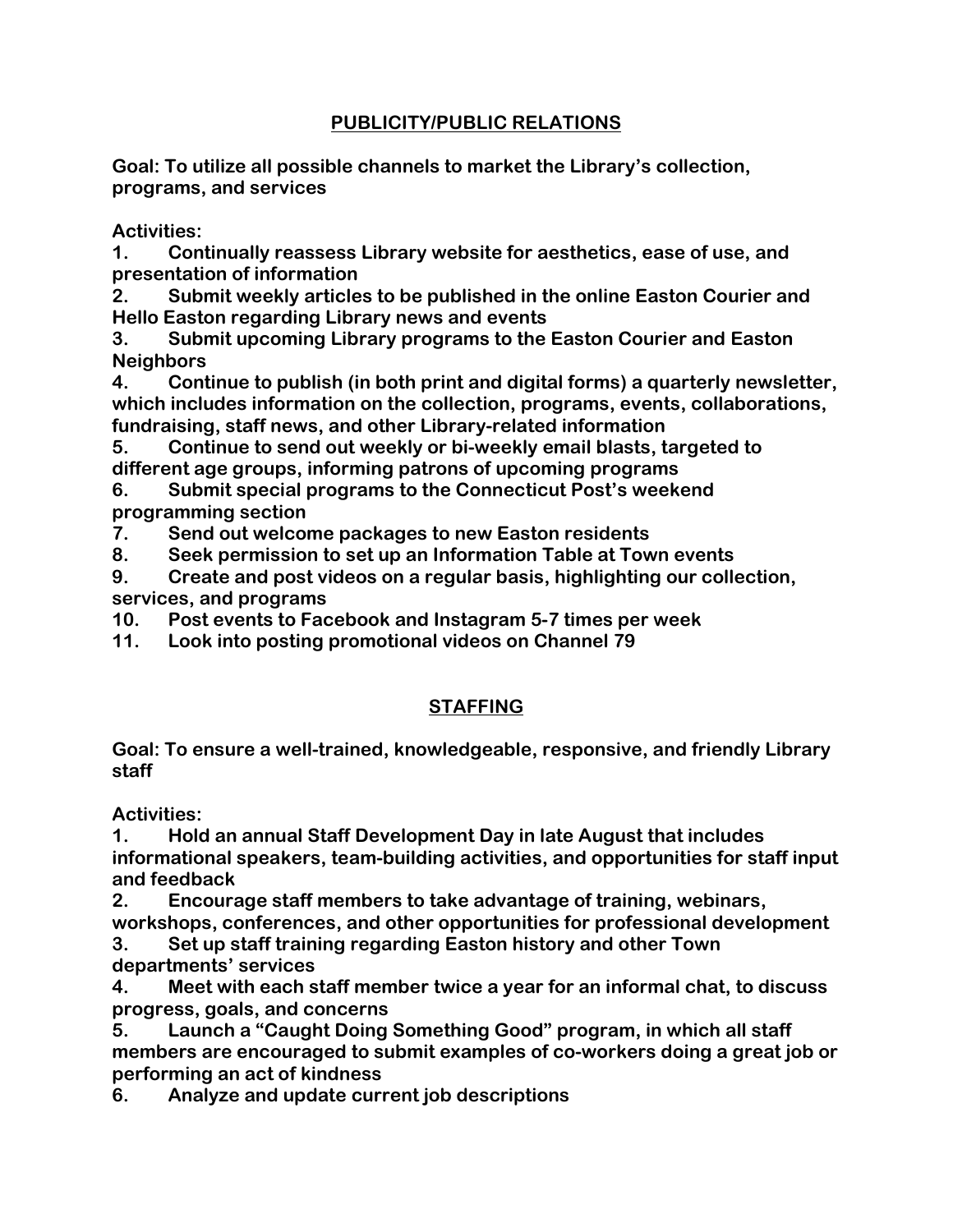## PUBLICITY/PUBLIC RELATIONS

**Goal: To utilize all possible channels to market the Library's collection, programs, and services**

**Activities:**

1. Continually reassess Library website for aesthetics, ease of use, and presentation of information
2. Submit weekly articles to be published in the online Easton Courier and Hello Easton regarding Library news and events
3. Submit upcoming Library programs to the Easton Courier and Easton Neighbors
4. Continue to publish (in both print and digital forms) a quarterly newsletter, which includes information on the collection, programs, events, collaborations, fundraising, staff news, and other Library-related information
5. Continue to send out weekly or bi-weekly email blasts, targeted to different age groups, informing patrons of upcoming programs
6. Submit special programs to the Connecticut Post's weekend programming section
7. Send out welcome packages to new Easton residents
8. Seek permission to set up an Information Table at Town events
9. Create and post videos on a regular basis, highlighting our collection, services, and programs
10. Post events to Facebook and Instagram 5-7 times per week
11. Look into posting promotional videos on Channel 79

## STAFFING

**Goal: To ensure a well-trained, knowledgeable, responsive, and friendly Library staff**

**Activities:**

1. Hold an annual Staff Development Day in late August that includes informational speakers, team-building activities, and opportunities for staff input and feedback
2. Encourage staff members to take advantage of training, webinars, workshops, conferences, and other opportunities for professional development
3. Set up staff training regarding Easton history and other Town departments' services
4. Meet with each staff member twice a year for an informal chat, to discuss progress, goals, and concerns
5. Launch a "Caught Doing Something Good" program, in which all staff members are encouraged to submit examples of co-workers doing a great job or performing an act of kindness
6. Analyze and update current job descriptions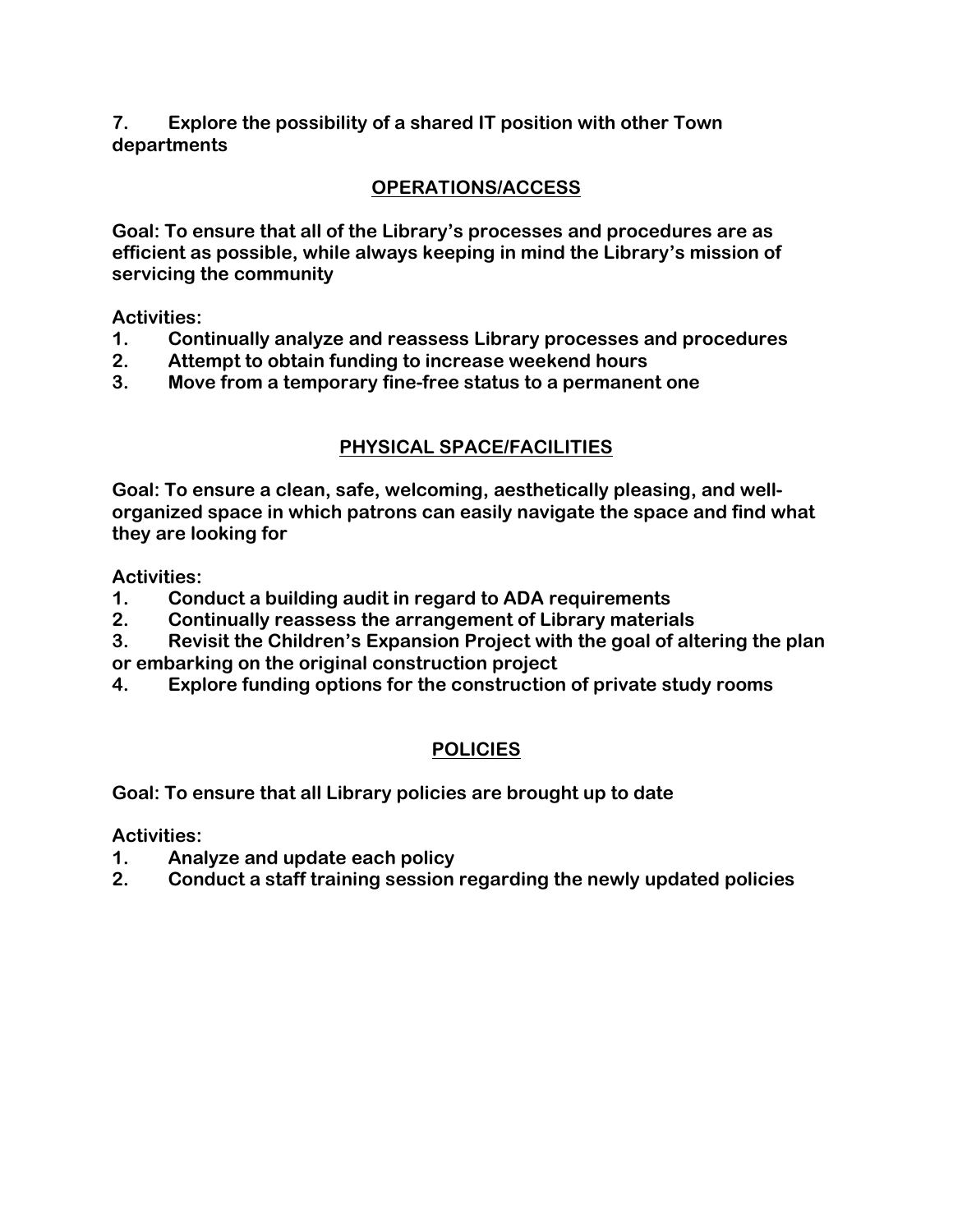**7. Explore the possibility of a shared IT position with other Town departments**

## OPERATIONS/ACCESS

**Goal: To ensure that all of the Library's processes and procedures are as efficient as possible, while always keeping in mind the Library's mission of servicing the community**

**Activities:**

1. **Continually analyze and reassess Library processes and procedures**
2. **Attempt to obtain funding to increase weekend hours**
3. **Move from a temporary fine-free status to a permanent one**

## PHYSICAL SPACE/FACILITIES

**Goal: To ensure a clean, safe, welcoming, aesthetically pleasing, and well-organized space in which patrons can easily navigate the space and find what they are looking for**

**Activities:**

1. **Conduct a building audit in regard to ADA requirements**
2. **Continually reassess the arrangement of Library materials**
3. **Revisit the Children's Expansion Project with the goal of altering the plan or embarking on the original construction project**
4. **Explore funding options for the construction of private study rooms**

## POLICIES

**Goal: To ensure that all Library policies are brought up to date**

**Activities:**

1. **Analyze and update each policy**
2. **Conduct a staff training session regarding the newly updated policies**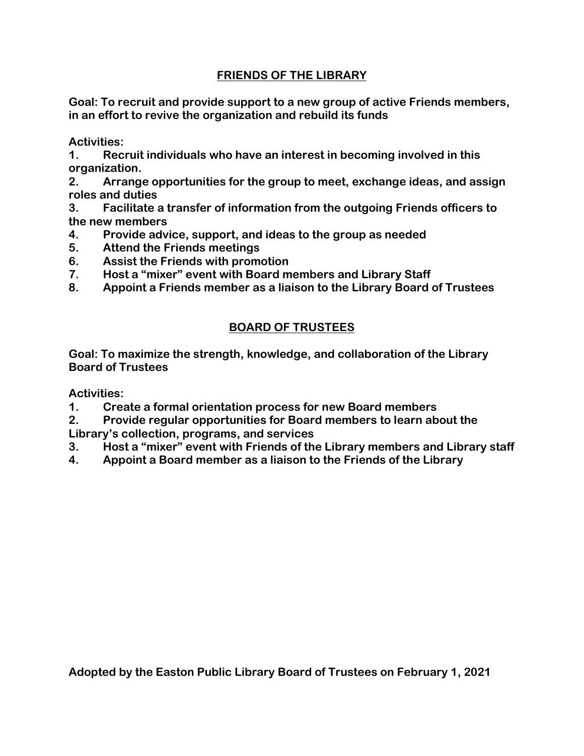## FRIENDS OF THE LIBRARY

**Goal: To recruit and provide support to a new group of active Friends members, in an effort to revive the organization and rebuild its funds**

**Activities:**

1. Recruit individuals who have an interest in becoming involved in this organization.
2. Arrange opportunities for the group to meet, exchange ideas, and assign roles and duties
3. Facilitate a transfer of information from the outgoing Friends officers to the new members
4. Provide advice, support, and ideas to the group as needed
5. Attend the Friends meetings
6. Assist the Friends with promotion
7. Host a "mixer" event with Board members and Library Staff
8. Appoint a Friends member as a liaison to the Library Board of Trustees

## BOARD OF TRUSTEES

**Goal: To maximize the strength, knowledge, and collaboration of the Library Board of Trustees**

**Activities:**

1. Create a formal orientation process for new Board members
2. Provide regular opportunities for Board members to learn about the Library's collection, programs, and services
3. Host a "mixer" event with Friends of the Library members and Library staff
4. Appoint a Board member as a liaison to the Friends of the Library

**Adopted by the Easton Public Library Board of Trustees on February 1, 2021**